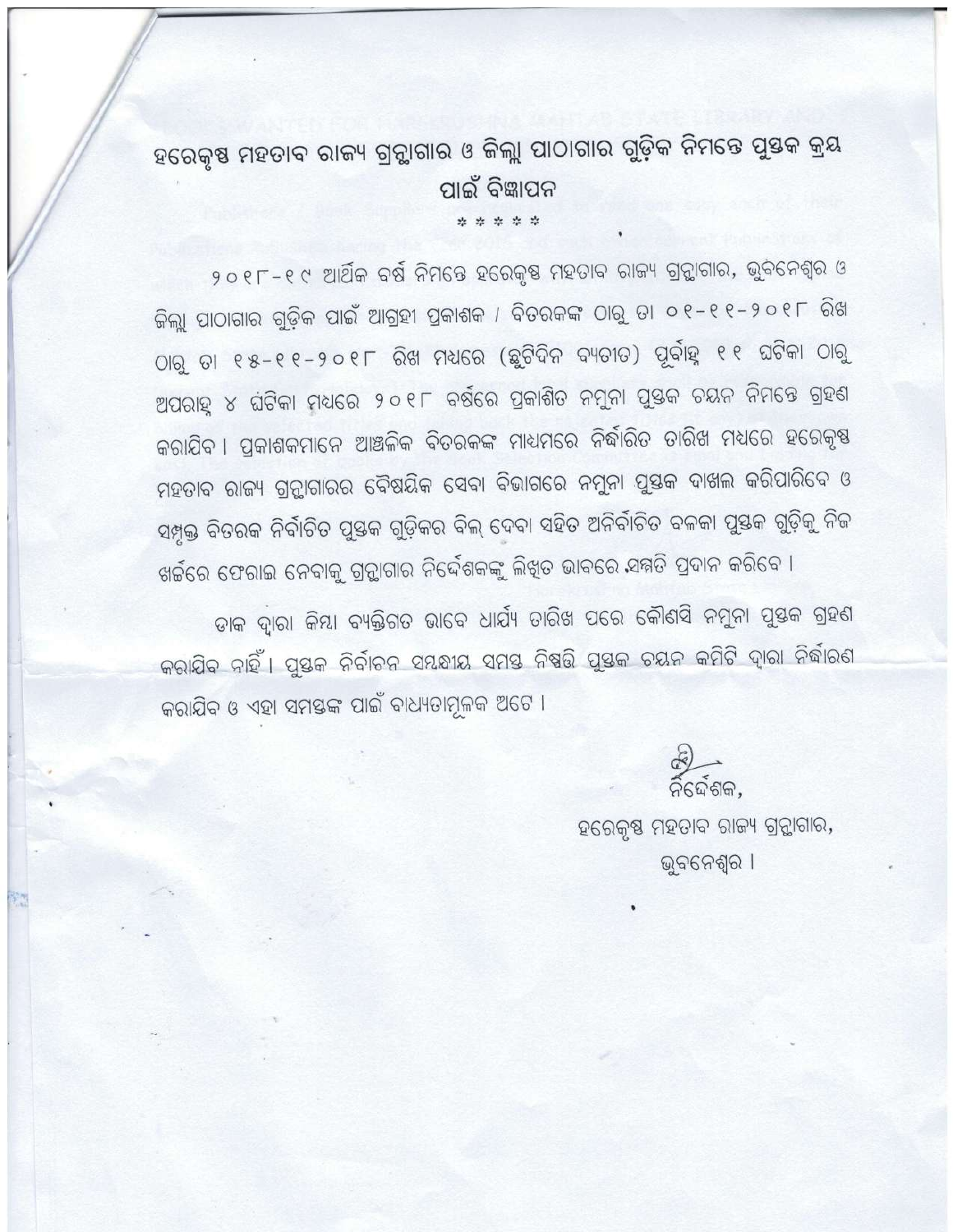# ହରେକୃଷ୍ଣ ମହତାବ ରାଜ୍ୟ ଗ୍ରନ୍ଥାଗାର ଓ ଜିଲ୍ଲା ପାଠାଗାର ଗୁଡ଼ିକ ନିମନ୍ତେ ପୁସ୍ତକ କ୍ରୟ ପାଇଁ ବିଜ୍ଞାପନ

\* \* \* \* \*

୨୦୧୮-୧୯ ଆର୍ଥିକ ବର୍ଷ ନିମନ୍ତେ ହରେକୃଷ୍ଣ ମହତାବ ରାଜ୍ୟ ଗ୍ରନ୍ଥାଗାର, ଭୁବନେଶ୍ୱର ଓ ଜିଲ୍ଲା ପାଠାଗାର ଗୁଡ଼ିକ ପାଇଁ ଆଗ୍ରହୀ ପ୍ରକାଶକ / ବିତରକଙ୍କ ଠାରୁ ତା ୦୧-୧୧-୨୦୧୮ ରିଖ ଠାରୁ ତା ୧୫-୧୧-୨୦୧୮ ରିଖ ମଧ୍ୟରେ (ଛୁଟିଦିନ ବ୍ୟତୀତ) ପୂର୍ବାହ୍ଣ ୧୧ ଘଟିକା ଠାରୁ ଅପରାହ୍ଣ ୪ ଘଟିକା ମଧ୍ୟରେ ୨୦୧୮ ବର୍ଷରେ ପ୍ରକାଶିତ ନମୁନା ପୁସ୍ତକ ଚୟନ ନିମନ୍ତେ ଗ୍ରହଣ କରାଯିବ । ପ୍ରକାଶକମାନେ ଆଞ୍ଚଳିକ ବିତରକଙ୍କ ମାଧ୍ୟମରେ ନିର୍ଦ୍ଧାରିତ ତାରିଖ ମଧ୍ୟରେ ହରେକୃଷ୍ଣ ମହତାବ ରାଜ୍ୟ ଗ୍ରନ୍ଥାଗାରର ବୈଷୟିକ ସେବା ବିଭାଗରେ ନମୁନା ପୁସ୍ତକ ଦାଖଲ କରିପାରିବେ ଓ ସମ୍ପୃକ୍ତ ବିତରକ ନିର୍ବାଚିତ ପୁସ୍ତକ ଗୁଡ଼ିକର ବିଲ୍ ଦେବା ସହିତ ଅନିର୍ବାଚିତ ବଳକା ପୁସ୍ତକ ଗୁଡ଼ିକୁ ନିଜ ଖର୍ଚ୍ଚରେ ଫେରାଇ ନେବାକୁ ଗ୍ରନ୍ଥାଗାର ନିର୍ଦ୍ଦେଶକଙ୍କୁ ଲିଖିତ ଭାବରେ ସମ୍ମତି ପ୍ରଦାନ କରିବେ ।

ଡାକ ଦ୍ୱାରା କିମ୍ବା ବ୍ୟକ୍ତିଗତ ଭାବେ ଧାର୍ଯ୍ୟ ତାରିଖ ପରେ କୌଣସି ନମୁନା ପୁସ୍ତକ ଗ୍ରହଣ କରାଯିବ ନାହିଁ । ପୁସ୍ତକ ନିର୍ବାଚନ ସମ୍ବନ୍ଧୀୟ ସମସ୍ତ ନିଷ୍ପତ୍ତି ପୁସ୍ତକ ଚୟନ କମିଟି ଦ୍ୱାରା ନିର୍ଦ୍ଧାରଣ କରାଯିବ ଓ ଏହା ସମସ୍ତଙ୍କ ପାଇଁ ବାଧ୍ୟତାମୂଳକ ଅଟେ ।

ନିର୍ଦ୍ଦେଶକ,  
ହରେକୃଷ୍ଣ ମହତାବ ରାଜ୍ୟ ଗ୍ରନ୍ଥାଗାର,  
ଭୁବନେଶ୍ୱର ।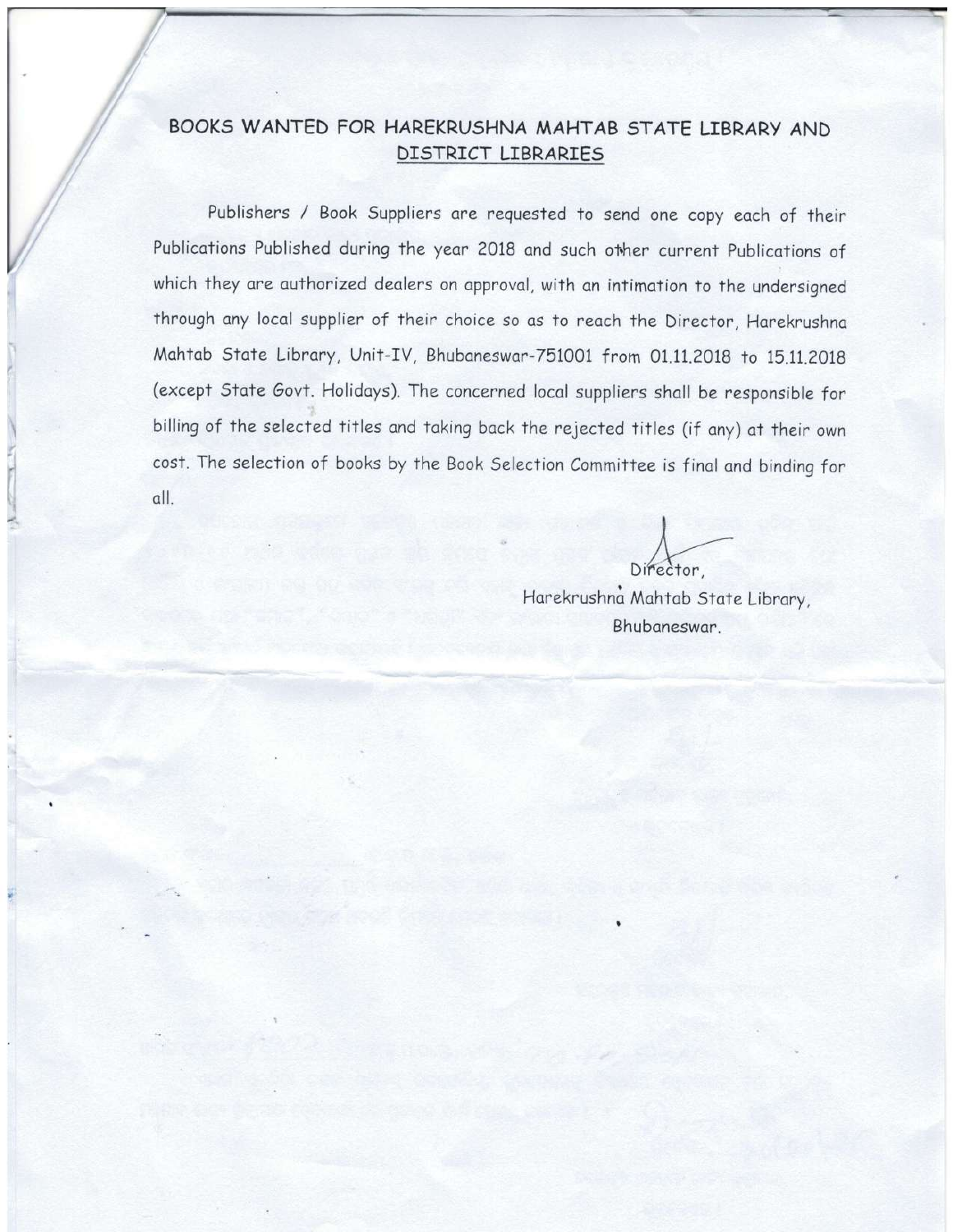## BOOKS WANTED FOR HAREKRUSHNA MAHTAB STATE LIBRARY AND DISTRICT LIBRARIES

Publishers / Book Suppliers are requested to send one copy each of their Publications Published during the year 2018 and such other current Publications of which they are authorized dealers on approval, with an intimation to the undersigned through any local supplier of their choice so as to reach the Director, Harekrushna Mahtab State Library, Unit-IV, Bhubaneswar-751001 from 01.11.2018 to 15.11.2018 (except State Govt. Holidays). The concerned local suppliers shall be responsible for billing of the selected titles and taking back the rejected titles (if any) at their own cost. The selection of books by the Book Selection Committee is final and binding for all.

Director,
Harekrushna Mahtab State Library,
Bhubaneswar.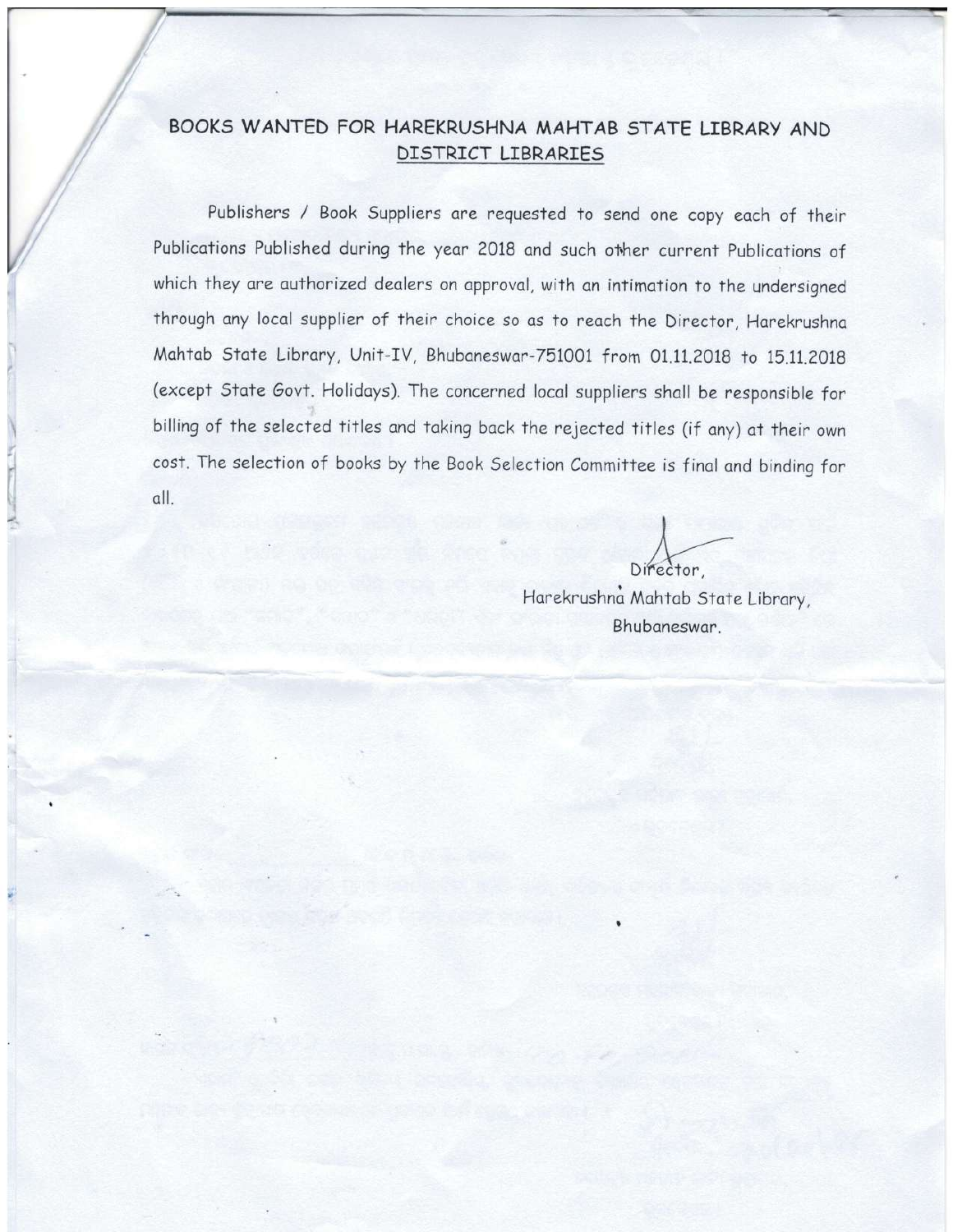## BOOKS WANTED FOR HAREKRUSHNA MAHTAB STATE LIBRARY AND DISTRICT LIBRARIES

Publishers / Book Suppliers are requested to send one copy each of their Publications Published during the year 2018 and such other current Publications of which they are authorized dealers on approval, with an intimation to the undersigned through any local supplier of their choice so as to reach the Director, Harekrushna Mahtab State Library, Unit-IV, Bhubaneswar-751001 from 01.11.2018 to 15.11.2018 (except State Govt. Holidays). The concerned local suppliers shall be responsible for billing of the selected titles and taking back the rejected titles (if any) at their own cost. The selection of books by the Book Selection Committee is final and binding for all.

Director,
Harekrushna Mahtab State Library,
Bhubaneswar.